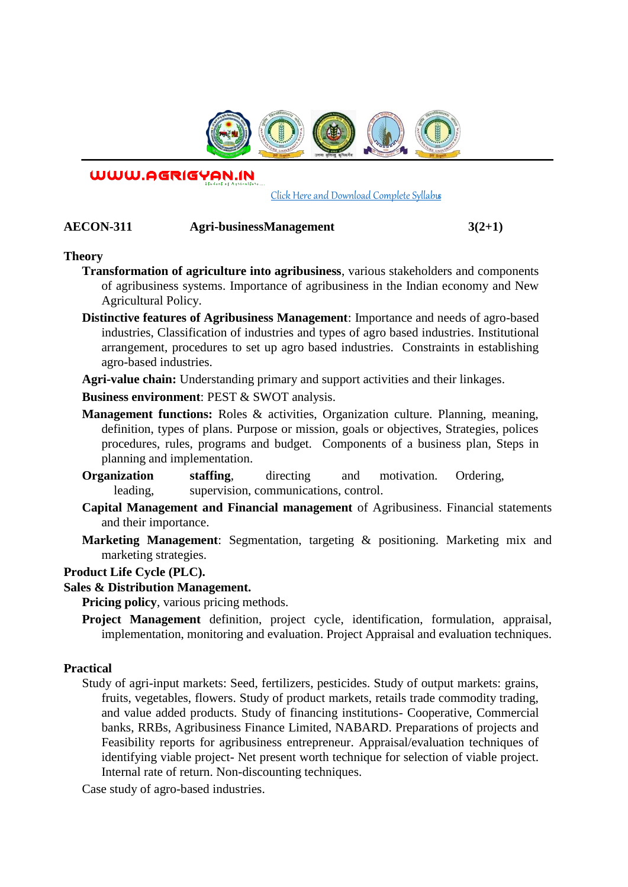WWW.AGRIGYAN.IN

Click Here and Download Complete Syllabus

**AECON-311 Agri-businessManagement 3(2+1)**

## Theory

**Transformation of agriculture into agribusiness**, various stakeholders and components of agribusiness systems. Importance of agribusiness in the Indian economy and New Agricultural Policy.

**Distinctive features of Agribusiness Management**: Importance and needs of agro-based industries, Classification of industries and types of agro based industries. Institutional arrangement, procedures to set up agro based industries. Constraints in establishing agro-based industries.

**Agri-value chain:** Understanding primary and support activities and their linkages.

**Business environment**: PEST & SWOT analysis.

**Management functions:** Roles & activities, Organization culture. Planning, meaning, definition, types of plans. Purpose or mission, goals or objectives, Strategies, polices procedures, rules, programs and budget. Components of a business plan, Steps in planning and implementation.

**Organization staffing**, directing and motivation. Ordering, leading, supervision, communications, control.

**Capital Management and Financial management** of Agribusiness. Financial statements and their importance.

**Marketing Management**: Segmentation, targeting & positioning. Marketing mix and marketing strategies.

**Product Life Cycle (PLC).**

**Sales & Distribution Management.**

**Pricing policy**, various pricing methods.

**Project Management** definition, project cycle, identification, formulation, appraisal, implementation, monitoring and evaluation. Project Appraisal and evaluation techniques.

## Practical

Study of agri-input markets: Seed, fertilizers, pesticides. Study of output markets: grains, fruits, vegetables, flowers. Study of product markets, retails trade commodity trading, and value added products. Study of financing institutions- Cooperative, Commercial banks, RRBs, Agribusiness Finance Limited, NABARD. Preparations of projects and Feasibility reports for agribusiness entrepreneur. Appraisal/evaluation techniques of identifying viable project- Net present worth technique for selection of viable project. Internal rate of return. Non-discounting techniques.

Case study of agro-based industries.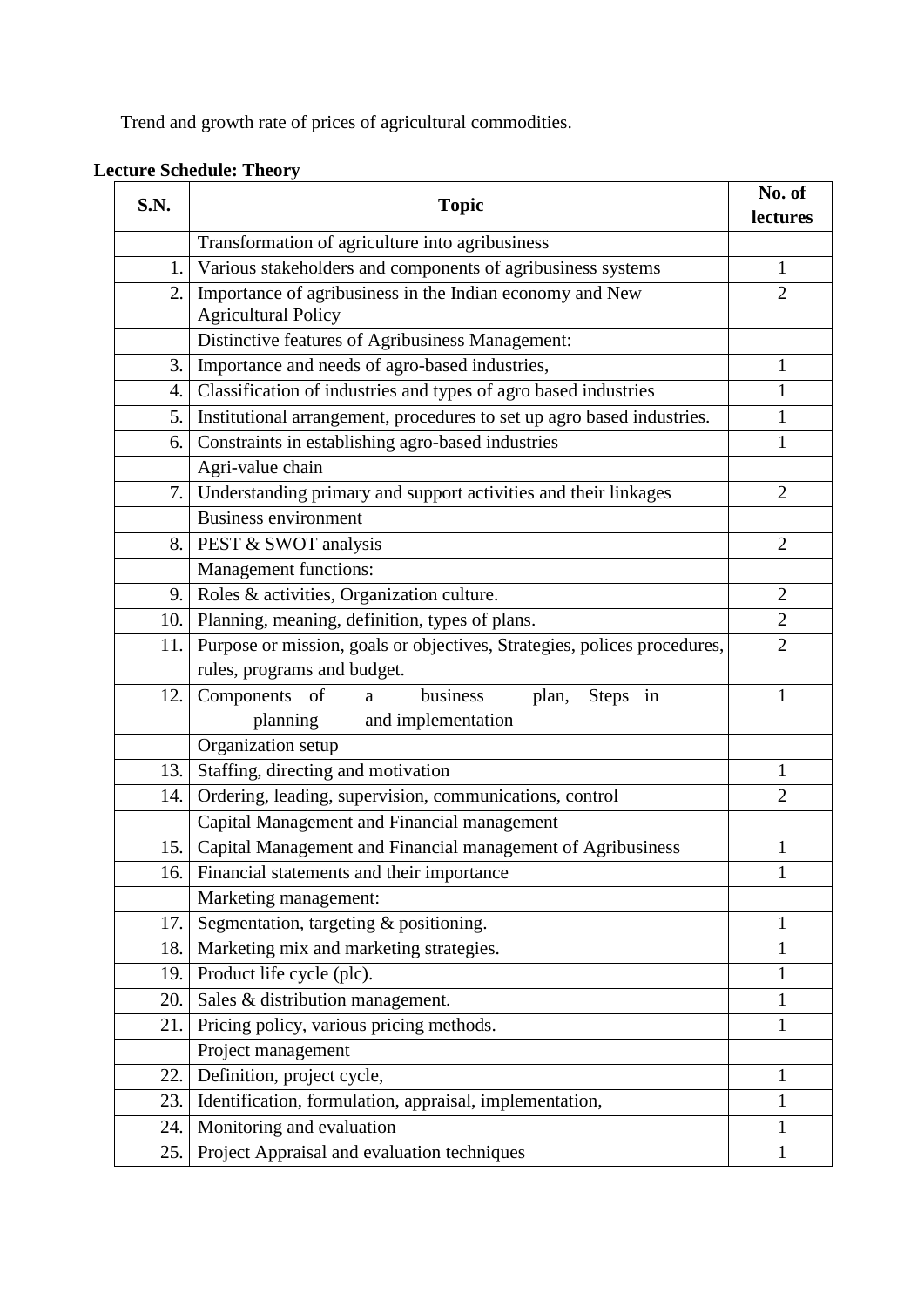Trend and growth rate of prices of agricultural commodities.

**Lecture Schedule: Theory**

| S.N. | Topic | No. of lectures |
|---|---|---|
| | Transformation of agriculture into agribusiness | |
| 1. | Various stakeholders and components of agribusiness systems | 1 |
| 2. | Importance of agribusiness in the Indian economy and New Agricultural Policy | 2 |
| | Distinctive features of Agribusiness Management: | |
| 3. | Importance and needs of agro-based industries, | 1 |
| 4. | Classification of industries and types of agro based industries | 1 |
| 5. | Institutional arrangement, procedures to set up agro based industries. | 1 |
| 6. | Constraints in establishing agro-based industries | 1 |
| | Agri-value chain | |
| 7. | Understanding primary and support activities and their linkages | 2 |
| | Business environment | |
| 8. | PEST & SWOT analysis | 2 |
| | Management functions: | |
| 9. | Roles & activities, Organization culture. | 2 |
| 10. | Planning, meaning, definition, types of plans. | 2 |
| 11. | Purpose or mission, goals or objectives, Strategies, polices procedures, rules, programs and budget. | 2 |
| 12. | Components of a business plan, Steps in planning and implementation | 1 |
| | Organization setup | |
| 13. | Staffing, directing and motivation | 1 |
| 14. | Ordering, leading, supervision, communications, control | 2 |
| | Capital Management and Financial management | |
| 15. | Capital Management and Financial management of Agribusiness | 1 |
| 16. | Financial statements and their importance | 1 |
| | Marketing management: | |
| 17. | Segmentation, targeting & positioning. | 1 |
| 18. | Marketing mix and marketing strategies. | 1 |
| 19. | Product life cycle (plc). | 1 |
| 20. | Sales & distribution management. | 1 |
| 21. | Pricing policy, various pricing methods. | 1 |
| | Project management | |
| 22. | Definition, project cycle, | 1 |
| 23. | Identification, formulation, appraisal, implementation, | 1 |
| 24. | Monitoring and evaluation | 1 |
| 25. | Project Appraisal and evaluation techniques | 1 |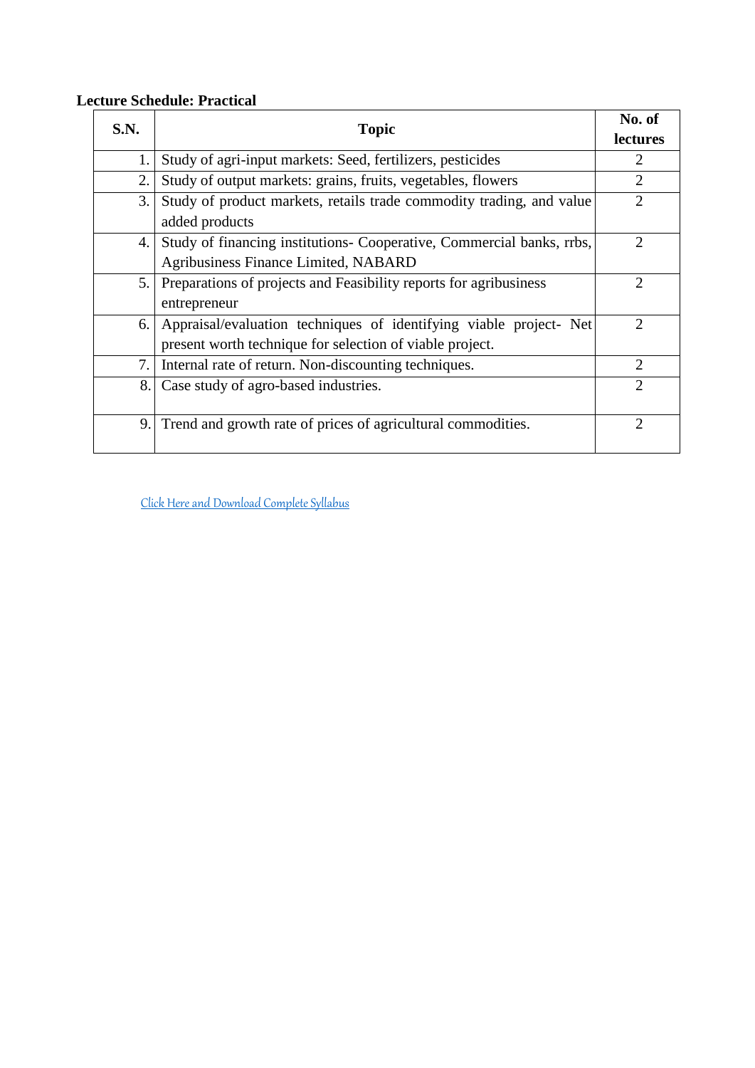**Lecture Schedule: Practical**

| S.N. | Topic | No. of lectures |
|---|---|---|
| 1. | Study of agri-input markets: Seed, fertilizers, pesticides | 2 |
| 2. | Study of output markets: grains, fruits, vegetables, flowers | 2 |
| 3. | Study of product markets, retails trade commodity trading, and value added products | 2 |
| 4. | Study of financing institutions- Cooperative, Commercial banks, rrbs, Agribusiness Finance Limited, NABARD | 2 |
| 5. | Preparations of projects and Feasibility reports for agribusiness entrepreneur | 2 |
| 6. | Appraisal/evaluation techniques of identifying viable project- Net present worth technique for selection of viable project. | 2 |
| 7. | Internal rate of return. Non-discounting techniques. | 2 |
| 8. | Case study of agro-based industries. | 2 |
| 9. | Trend and growth rate of prices of agricultural commodities. | 2 |

Click Here and Download Complete Syllabus